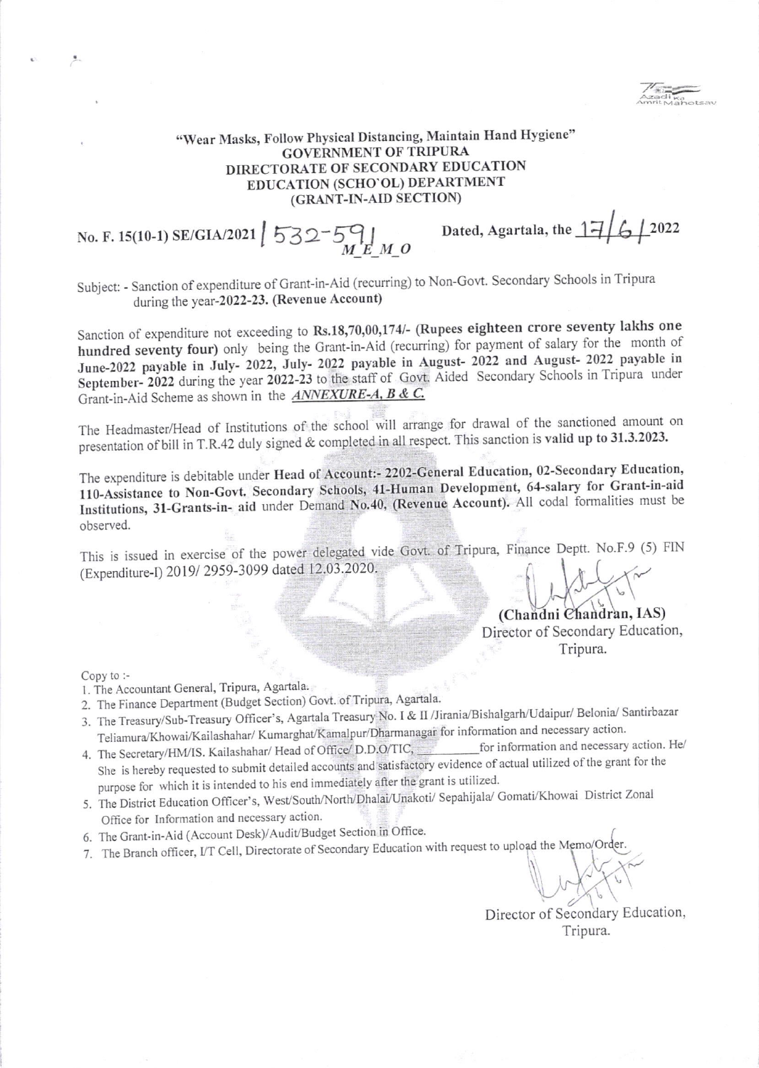"Wear Masks, Follow Physical Distancing, Maintain Hand Hygiene"

**GOVERNMENT OF TRIPURA**
**DIRECTORATE OF SECONDARY EDUCATION**
**EDUCATION (SCHO`OL) DEPARTMENT**
**(GRANT-IN-AID SECTION)**

No. F. 15(10-1) SE/GIA/2021 / 532-591 &nbsp;&nbsp;&nbsp;&nbsp;&nbsp;&nbsp;&nbsp;&nbsp; Dated, Agartala, the 17/6/2022

M_E_M_O

Subject: - Sanction of expenditure of Grant-in-Aid (recurring) to Non-Govt. Secondary Schools in Tripura during the year-**2022-23. (Revenue Account)**

Sanction of expenditure not exceeding to **Rs.18,70,00,174/- (Rupees eighteen crore seventy lakhs one hundred seventy four)** only being the Grant-in-Aid (recurring) for payment of salary for the month of **June-2022 payable in July- 2022, July- 2022 payable in August- 2022 and August- 2022 payable in September- 2022** during the year **2022-23** to the staff of Govt. Aided Secondary Schools in Tripura under Grant-in-Aid Scheme as shown in the ***ANNEXURE-A, B & C.***

The Headmaster/Head of Institutions of the school will arrange for drawal of the sanctioned amount on presentation of bill in T.R.42 duly signed & completed in all respect. This sanction is **valid up to 31.3.2023.**

The expenditure is debitable under **Head of Account:- 2202-General Education, 02-Secondary Education, 110-Assistance to Non-Govt. Secondary Schools, 41-Human Development, 64-salary for Grant-in-aid Institutions, 31-Grants-in- aid** under **Demand No.40, (Revenue Account).** All codal formalities must be observed.

This is issued in exercise of the power delegated vide Govt. of Tripura, Finance Deptt. No.F.9 (5) FIN (Expenditure-I) 2019/ 2959-3099 dated 12.03.2020.

**(Chandni Chandran, IAS)**
Director of Secondary Education,
Tripura.

Copy to :-

1. The Accountant General, Tripura, Agartala.
2. The Finance Department (Budget Section) Govt. of Tripura, Agartala.
3. The Treasury/Sub-Treasury Officer's, Agartala Treasury No. I & II /Jirania/Bishalgarh/Udaipur/ Belonia/ Santirbazar Teliamura/Khowai/Kailashahar/ Kumarghat/Kamalpur/Dharmanagar for information and necessary action.
4. The Secretary/HM/IS. Kailashahar/ Head of Office/ D.D.O/TIC, ________ for information and necessary action. He/ She is hereby requested to submit detailed accounts and satisfactory evidence of actual utilized of the grant for the purpose for which it is intended to his end immediately after the grant is utilized.
5. The District Education Officer's, West/South/North/Dhalai/Unakoti/ Sepahijala/ Gomati/Khowai District Zonal Office for Information and necessary action.
6. The Grant-in-Aid (Account Desk)/Audit/Budget Section in Office.
7. The Branch officer, I/T Cell, Directorate of Secondary Education with request to upload the Memo/Order.

Director of Secondary Education,
Tripura.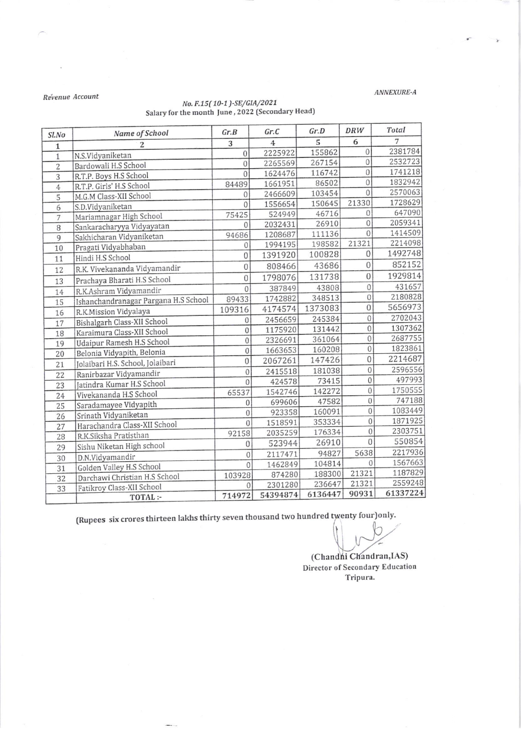*Revenue Account*

*ANNEXURE-A*

*No. F.15( 10-1 )-SE/GIA/2021*
Salary for the month June , 2022 (Secondary Head)

| Sl.No | Name of School | Gr.B | Gr.C | Gr.D | DRW | Total |
|---|---|---|---|---|---|---|
| 1 | 2 | 3 | 4 | 5 | 6 | 7 |
| 1 | N.S.Vidyaniketan | 0 | 2225922 | 155862 | 0 | 2381784 |
| 2 | Bardowali H.S School | 0 | 2265569 | 267154 | 0 | 2532723 |
| 3 | R.T.P. Boys H.S School | 0 | 1624476 | 116742 | 0 | 1741218 |
| 4 | R.T.P. Girls' H.S School | 84489 | 1661951 | 86502 | 0 | 1832942 |
| 5 | M.G.M Class-XII School | 0 | 2466609 | 103454 | 0 | 2570063 |
| 6 | S.D.Vidyaniketan | 0 | 1556654 | 150645 | 21330 | 1728629 |
| 7 | Mariamnagar High School | 75425 | 524949 | 46716 | 0 | 647090 |
| 8 | Sankaracharyya Vidyayatan | 0 | 2032431 | 26910 | 0 | 2059341 |
| 9 | Sakhicharan Vidyaniketan | 94686 | 1208687 | 111136 | 0 | 1414509 |
| 10 | Pragati Vidyabhaban | 0 | 1994195 | 198582 | 21321 | 2214098 |
| 11 | Hindi H.S School | 0 | 1391920 | 100828 | 0 | 1492748 |
| 12 | R.K. Vivekananda Vidyamandir | 0 | 808466 | 43686 | 0 | 852152 |
| 13 | Prachaya Bharati H.S School | 0 | 1798076 | 131738 | 0 | 1929814 |
| 14 | R.K.Ashram Vidyamandir | 0 | 387849 | 43808 | 0 | 431657 |
| 15 | Ishanchandranagar Pargana H.S School | 89433 | 1742882 | 348513 | 0 | 2180828 |
| 16 | R.K.Mission Vidyalaya | 109316 | 4174574 | 1373083 | 0 | 5656973 |
| 17 | Bishalgarh Class-XII School | 0 | 2456659 | 245384 | 0 | 2702043 |
| 18 | Karaimura Class-XII School | 0 | 1175920 | 131442 | 0 | 1307362 |
| 19 | Udaipur Ramesh H.S School | 0 | 2326691 | 361064 | 0 | 2687755 |
| 20 | Belonia Vidyapith, Belonia | 0 | 1663653 | 160208 | 0 | 1823861 |
| 21 | Jolaibari H.S. School, Jolaibari | 0 | 2067261 | 147426 | 0 | 2214687 |
| 22 | Ranirbazar Vidyamandir | 0 | 2415518 | 181038 | 0 | 2596556 |
| 23 | Jatindra Kumar H.S School | 0 | 424578 | 73415 | 0 | 497993 |
| 24 | Vivekananda H.S School | 65537 | 1542746 | 142272 | 0 | 1750555 |
| 25 | Saradamayee Vidyapith | 0 | 699606 | 47582 | 0 | 747188 |
| 26 | Srinath Vidyaniketan | 0 | 923358 | 160091 | 0 | 1083449 |
| 27 | Harachandra Class-XII School | 0 | 1518591 | 353334 | 0 | 1871925 |
| 28 | R.K.Siksha Pratisthan | 92158 | 2035259 | 176334 | 0 | 2303751 |
| 29 | Sishu Niketan High school | 0 | 523944 | 26910 | 0 | 550854 |
| 30 | D.N.Vidyamandir | 0 | 2117471 | 94827 | 5638 | 2217936 |
| 31 | Golden Valley H.S School | 0 | 1462849 | 104814 | 0 | 1567663 |
| 32 | Darchawi Christian H.S School | 103928 | 874280 | 188300 | 21321 | 1187829 |
| 33 | Fatikroy Class-XII School | 0 | 2301280 | 236647 | 21321 | 2559248 |
| | TOTAL :- | 714972 | 54394874 | 6136447 | 90931 | 61337224 |

(Rupees six crores thirteen lakhs thirty seven thousand two hundred twenty four)only.

(Chandni Chandran,IAS)
Director of Secondary Education
Tripura.